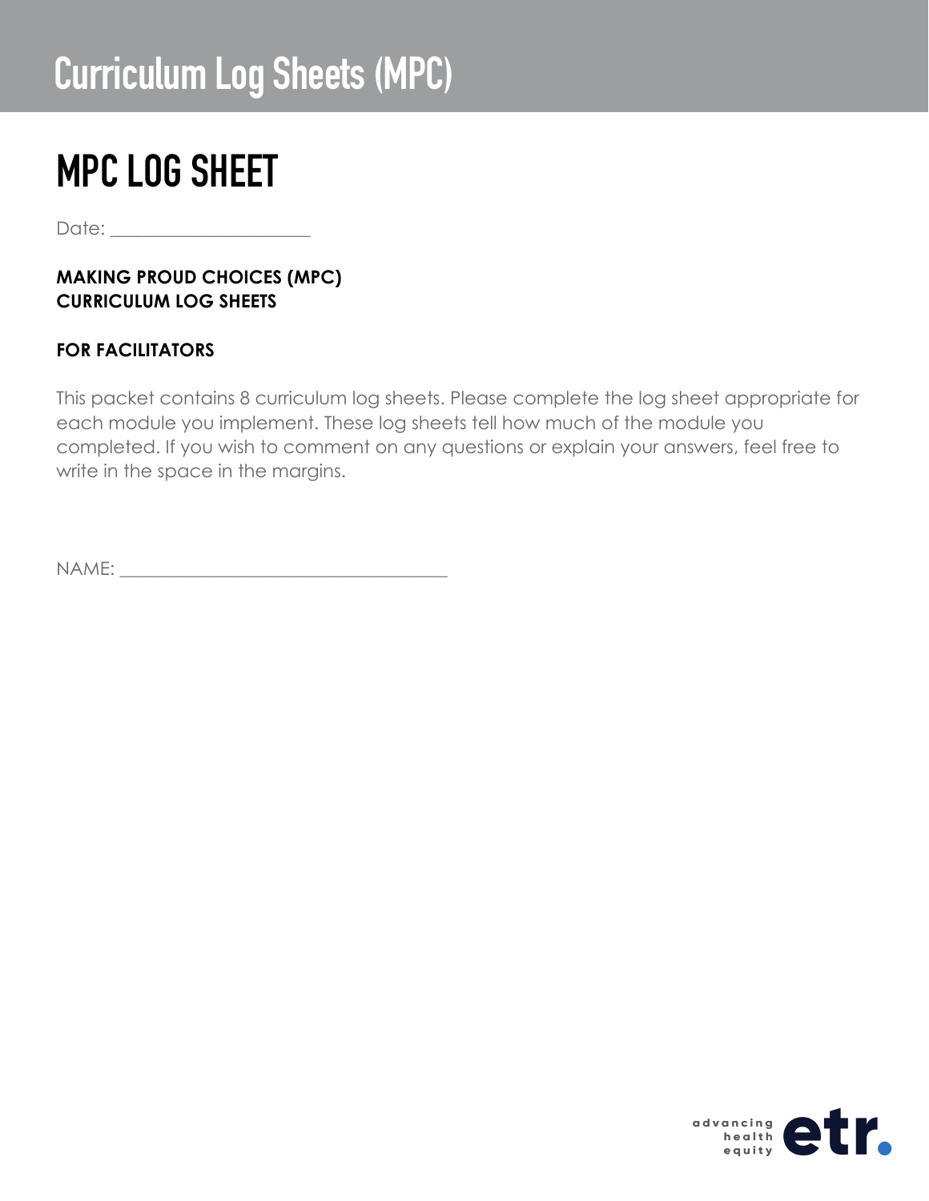# Curriculum Log Sheets (MPC)

## MPC LOG SHEET

Date: ____________________

**MAKING PROUD CHOICES (MPC)**
**CURRICULUM LOG SHEETS**

**FOR FACILITATORS**

This packet contains 8 curriculum log sheets. Please complete the log sheet appropriate for each module you implement. These log sheets tell how much of the module you completed. If you wish to comment on any questions or explain your answers, feel free to write in the space in the margins.

NAME: _________________________________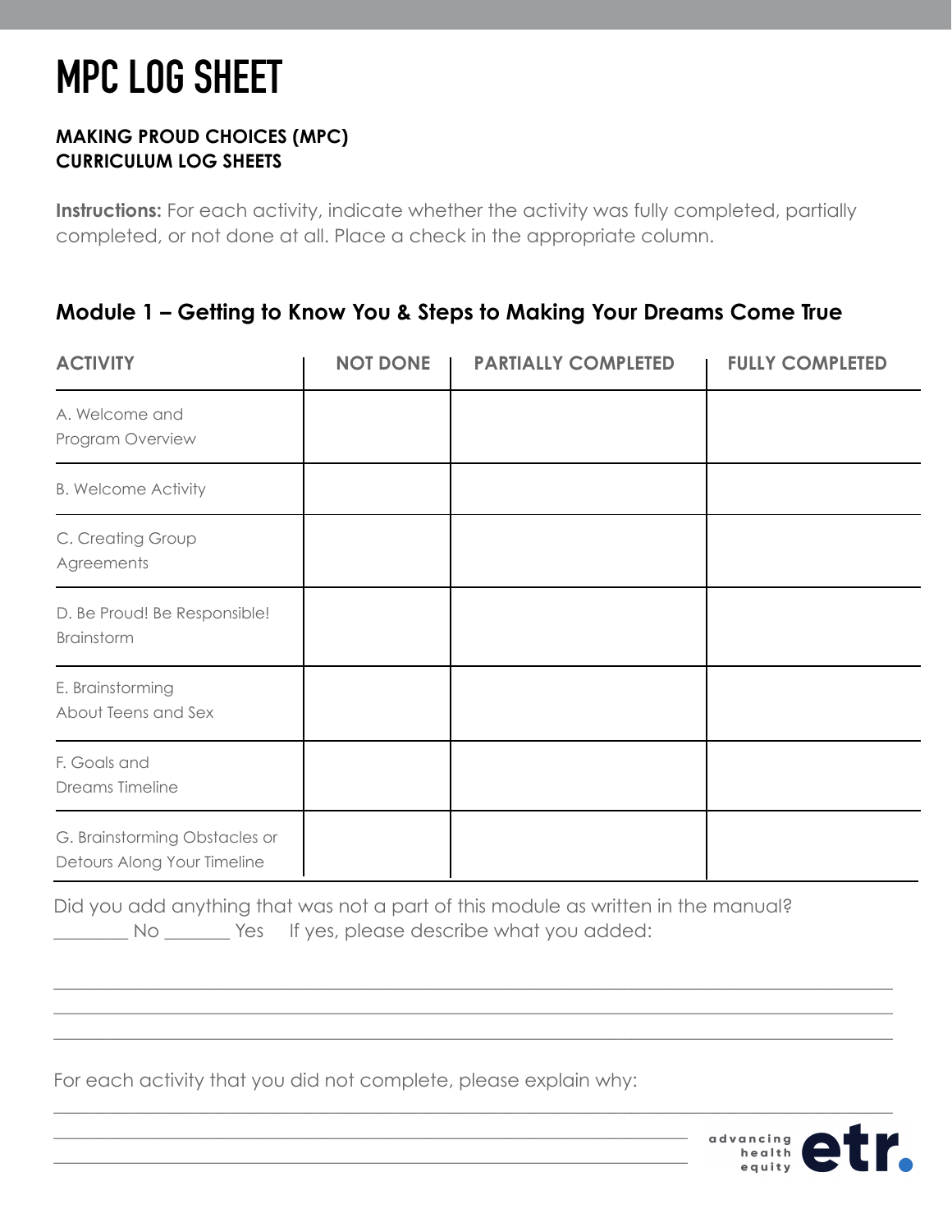# MPC LOG SHEET

**MAKING PROUD CHOICES (MPC)**
**CURRICULUM LOG SHEETS**

**Instructions:** For each activity, indicate whether the activity was fully completed, partially completed, or not done at all. Place a check in the appropriate column.

## Module 1 – Getting to Know You & Steps to Making Your Dreams Come True

| ACTIVITY | NOT DONE | PARTIALLY COMPLETED | FULLY COMPLETED |
|---|---|---|---|
| A. Welcome and Program Overview | | | |
| B. Welcome Activity | | | |
| C. Creating Group Agreements | | | |
| D. Be Proud! Be Responsible! Brainstorm | | | |
| E. Brainstorming About Teens and Sex | | | |
| F. Goals and Dreams Timeline | | | |
| G. Brainstorming Obstacles or Detours Along Your Timeline | | | |

Did you add anything that was not a part of this module as written in the manual?
________ No _______ Yes If yes, please describe what you added:

______________________________________________________________________________
______________________________________________________________________________
______________________________________________________________________________

For each activity that you did not complete, please explain why:

______________________________________________________________________________
______________________________________________________________________________
______________________________________________________________________________

advancing health equity etr.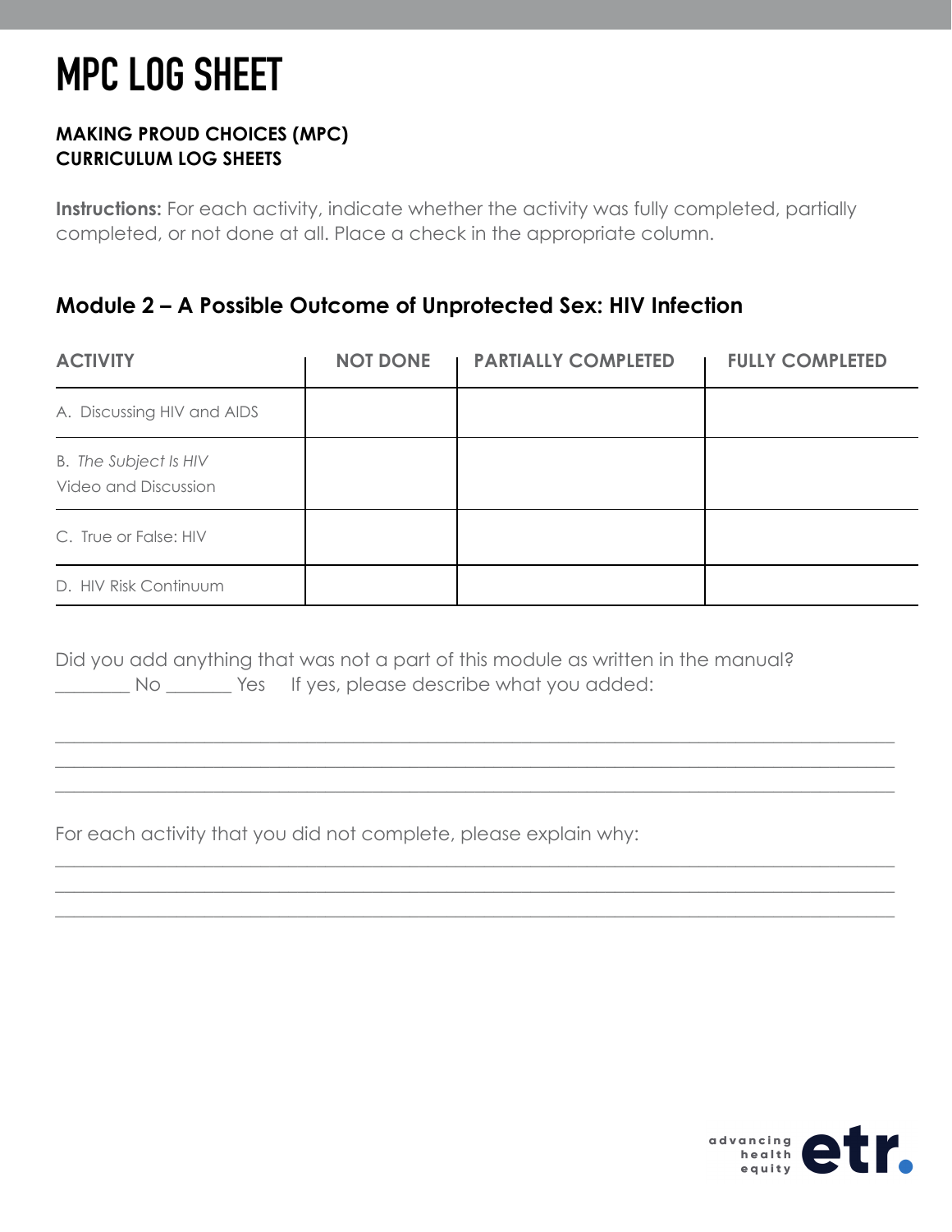# MPC LOG SHEET

**MAKING PROUD CHOICES (MPC)**
**CURRICULUM LOG SHEETS**

**Instructions:** For each activity, indicate whether the activity was fully completed, partially completed, or not done at all. Place a check in the appropriate column.

### Module 2 – A Possible Outcome of Unprotected Sex: HIV Infection

| ACTIVITY | NOT DONE | PARTIALLY COMPLETED | FULLY COMPLETED |
|---|---|---|---|
| A. Discussing HIV and AIDS | | | |
| B. *The Subject Is HIV* Video and Discussion | | | |
| C. True or False: HIV | | | |
| D. HIV Risk Continuum | | | |

Did you add anything that was not a part of this module as written in the manual?
________ No _______ Yes  If yes, please describe what you added:

______________________________________________________________________________
______________________________________________________________________________
______________________________________________________________________________

For each activity that you did not complete, please explain why:

______________________________________________________________________________
______________________________________________________________________________
______________________________________________________________________________

advancing health equity etr.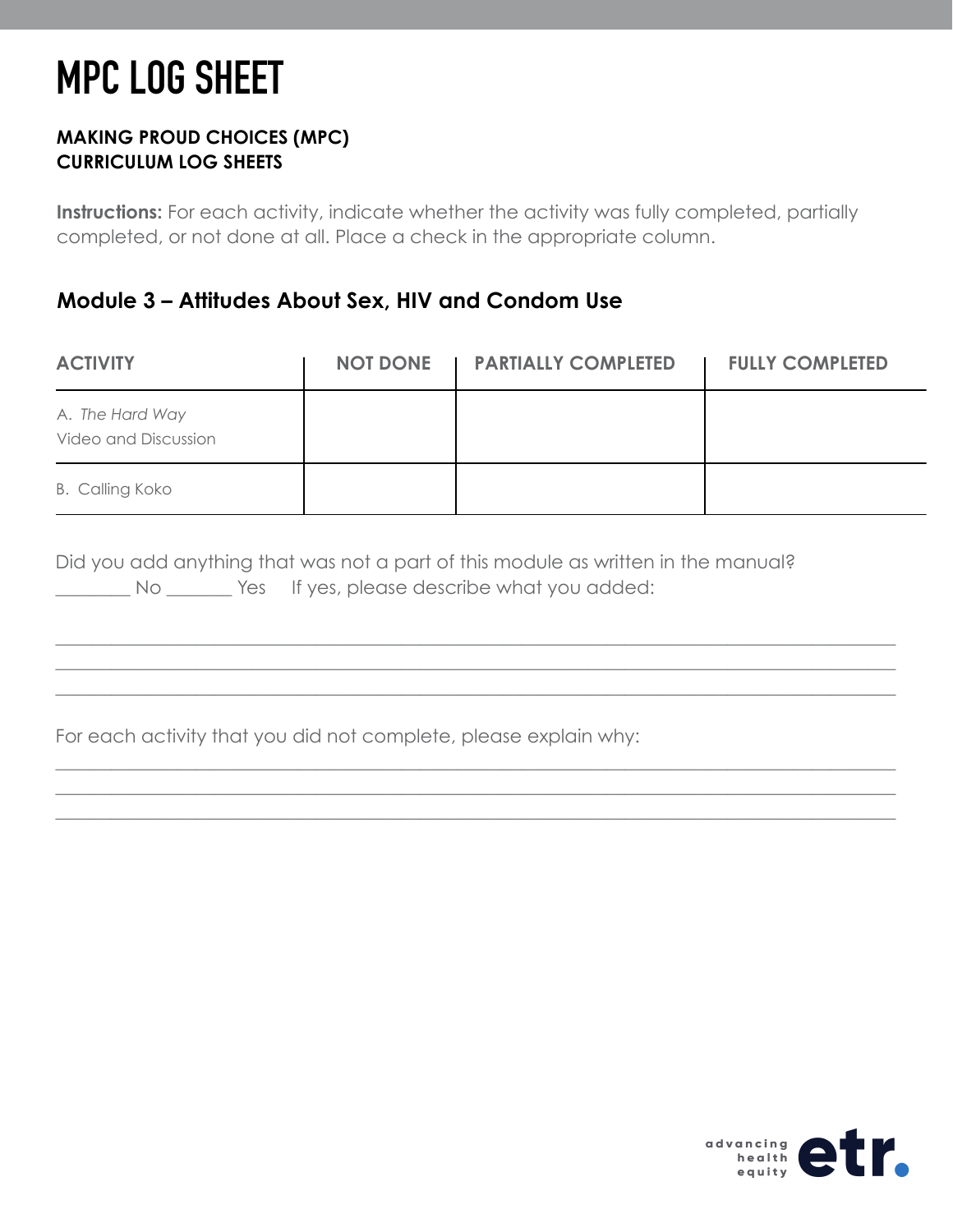# MPC LOG SHEET

**MAKING PROUD CHOICES (MPC)**
**CURRICULUM LOG SHEETS**

**Instructions:** For each activity, indicate whether the activity was fully completed, partially completed, or not done at all. Place a check in the appropriate column.

## Module 3 – Attitudes About Sex, HIV and Condom Use

| ACTIVITY | NOT DONE | PARTIALLY COMPLETED | FULLY COMPLETED |
|---|---|---|---|
| A. *The Hard Way* Video and Discussion | | | |
| B. Calling Koko | | | |

Did you add anything that was not a part of this module as written in the manual?
________ No _______ Yes If yes, please describe what you added:

______________________________________________________________________________
______________________________________________________________________________
______________________________________________________________________________

For each activity that you did not complete, please explain why:

______________________________________________________________________________
______________________________________________________________________________
______________________________________________________________________________

advancing health equity etr.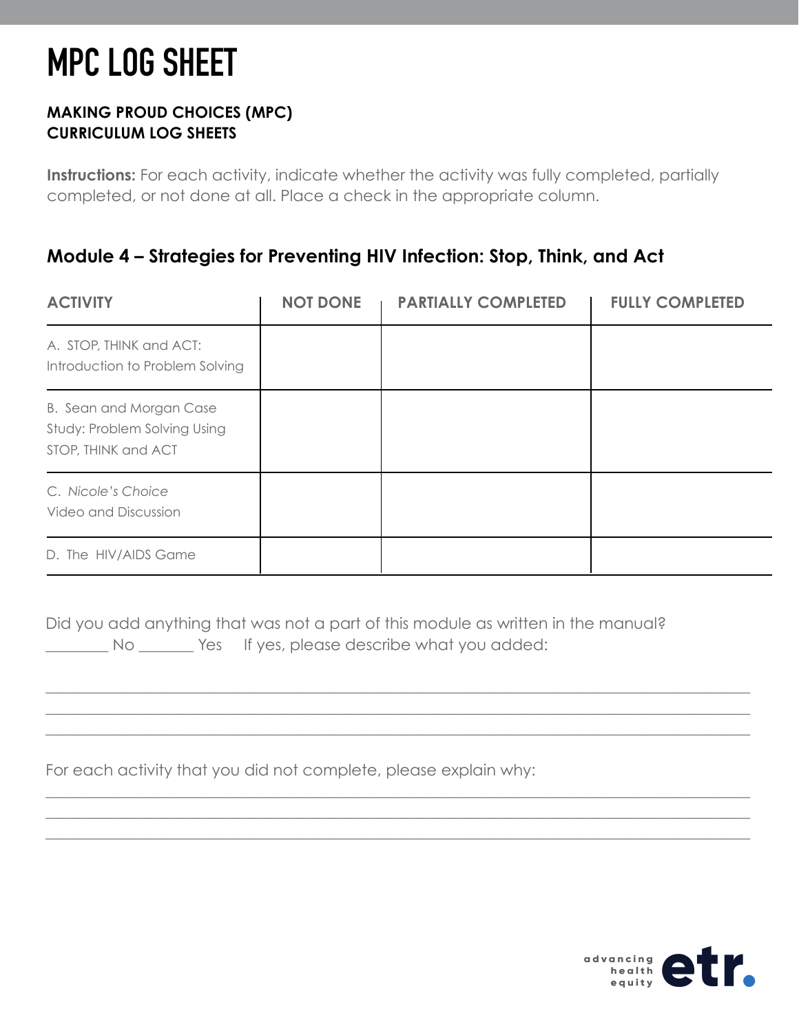# MPC LOG SHEET

**MAKING PROUD CHOICES (MPC)**
**CURRICULUM LOG SHEETS**

**Instructions:** For each activity, indicate whether the activity was fully completed, partially completed, or not done at all. Place a check in the appropriate column.

## Module 4 – Strategies for Preventing HIV Infection: Stop, Think, and Act

| ACTIVITY | NOT DONE | PARTIALLY COMPLETED | FULLY COMPLETED |
|---|---|---|---|
| A. STOP, THINK and ACT: Introduction to Problem Solving | | | |
| B. Sean and Morgan Case Study: Problem Solving Using STOP, THINK and ACT | | | |
| C. *Nicole's Choice* Video and Discussion | | | |
| D. The HIV/AIDS Game | | | |

Did you add anything that was not a part of this module as written in the manual?
________ No _______ Yes If yes, please describe what you added:

______________________________________________________________________________

______________________________________________________________________________

______________________________________________________________________________

For each activity that you did not complete, please explain why:

______________________________________________________________________________

______________________________________________________________________________

______________________________________________________________________________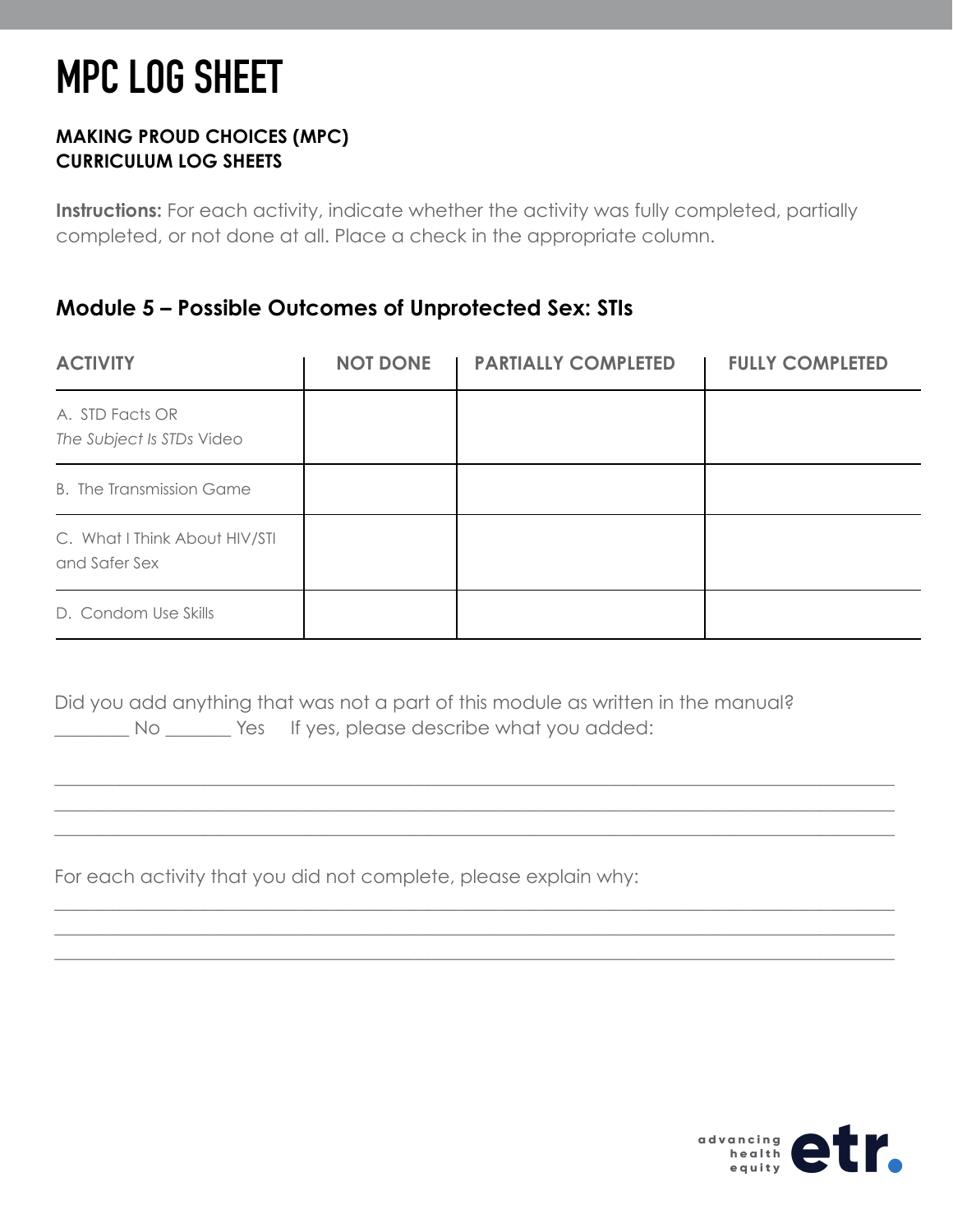# MPC LOG SHEET

**MAKING PROUD CHOICES (MPC)**
**CURRICULUM LOG SHEETS**

**Instructions:** For each activity, indicate whether the activity was fully completed, partially completed, or not done at all. Place a check in the appropriate column.

### Module 5 – Possible Outcomes of Unprotected Sex: STIs

| ACTIVITY | NOT DONE | PARTIALLY COMPLETED | FULLY COMPLETED |
|---|---|---|---|
| A. STD Facts OR *The Subject Is STDs* Video | | | |
| B. The Transmission Game | | | |
| C. What I Think About HIV/STI and Safer Sex | | | |
| D. Condom Use Skills | | | |

Did you add anything that was not a part of this module as written in the manual?
________ No _______ Yes If yes, please describe what you added:

______________________________________________________________________________
______________________________________________________________________________
______________________________________________________________________________

For each activity that you did not complete, please explain why:

______________________________________________________________________________
______________________________________________________________________________
______________________________________________________________________________

advancing health equity etr.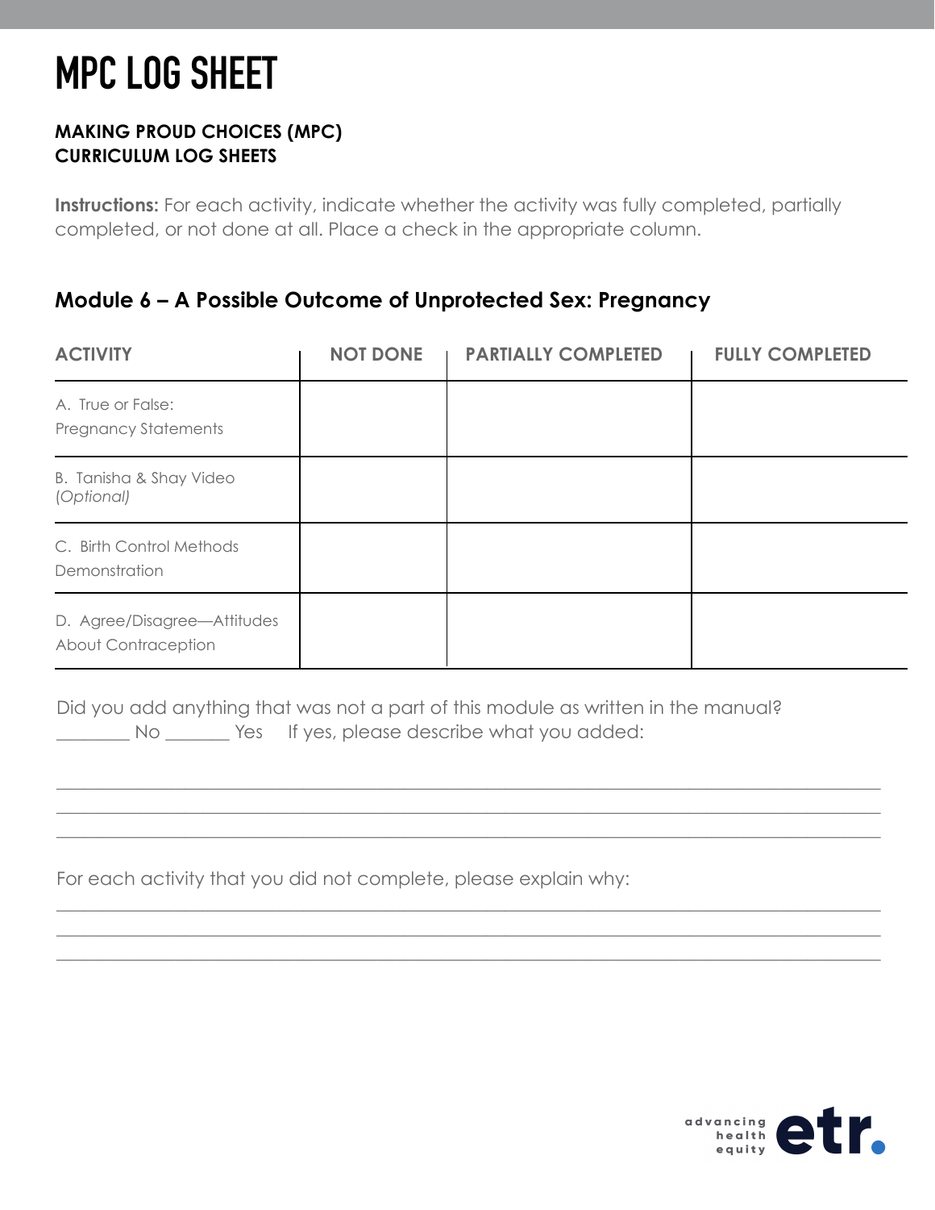# MPC LOG SHEET

**MAKING PROUD CHOICES (MPC)**
**CURRICULUM LOG SHEETS**

**Instructions:** For each activity, indicate whether the activity was fully completed, partially completed, or not done at all. Place a check in the appropriate column.

## Module 6 – A Possible Outcome of Unprotected Sex: Pregnancy

| ACTIVITY | NOT DONE | PARTIALLY COMPLETED | FULLY COMPLETED |
|---|---|---|---|
| A. True or False: Pregnancy Statements | | | |
| B. Tanisha & Shay Video (*Optional*) | | | |
| C. Birth Control Methods Demonstration | | | |
| D. Agree/Disagree—Attitudes About Contraception | | | |

Did you add anything that was not a part of this module as written in the manual?
________ No _______ Yes If yes, please describe what you added:

______________________________________________________________________________
______________________________________________________________________________
______________________________________________________________________________

For each activity that you did not complete, please explain why:

______________________________________________________________________________
______________________________________________________________________________
______________________________________________________________________________

advancing health equity etr.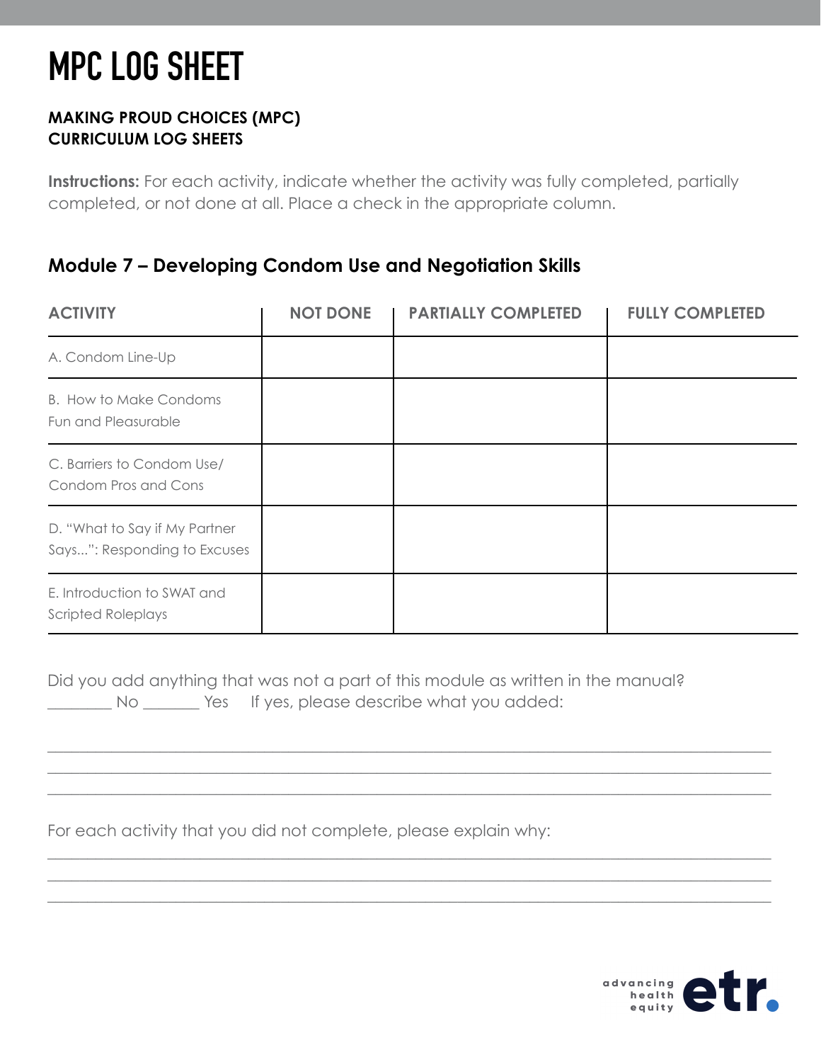# MPC LOG SHEET

**MAKING PROUD CHOICES (MPC)**
**CURRICULUM LOG SHEETS**

**Instructions:** For each activity, indicate whether the activity was fully completed, partially completed, or not done at all. Place a check in the appropriate column.

### Module 7 – Developing Condom Use and Negotiation Skills

| ACTIVITY | NOT DONE | PARTIALLY COMPLETED | FULLY COMPLETED |
|---|---|---|---|
| A. Condom Line-Up | | | |
| B. How to Make Condoms Fun and Pleasurable | | | |
| C. Barriers to Condom Use/ Condom Pros and Cons | | | |
| D. “What to Say if My Partner Says...”: Responding to Excuses | | | |
| E. Introduction to SWAT and Scripted Roleplays | | | |

Did you add anything that was not a part of this module as written in the manual?
________ No _______ Yes  If yes, please describe what you added:

_______________________________________________________________________________

_______________________________________________________________________________

_______________________________________________________________________________

For each activity that you did not complete, please explain why:

_______________________________________________________________________________

_______________________________________________________________________________

_______________________________________________________________________________

advancing health equity etr.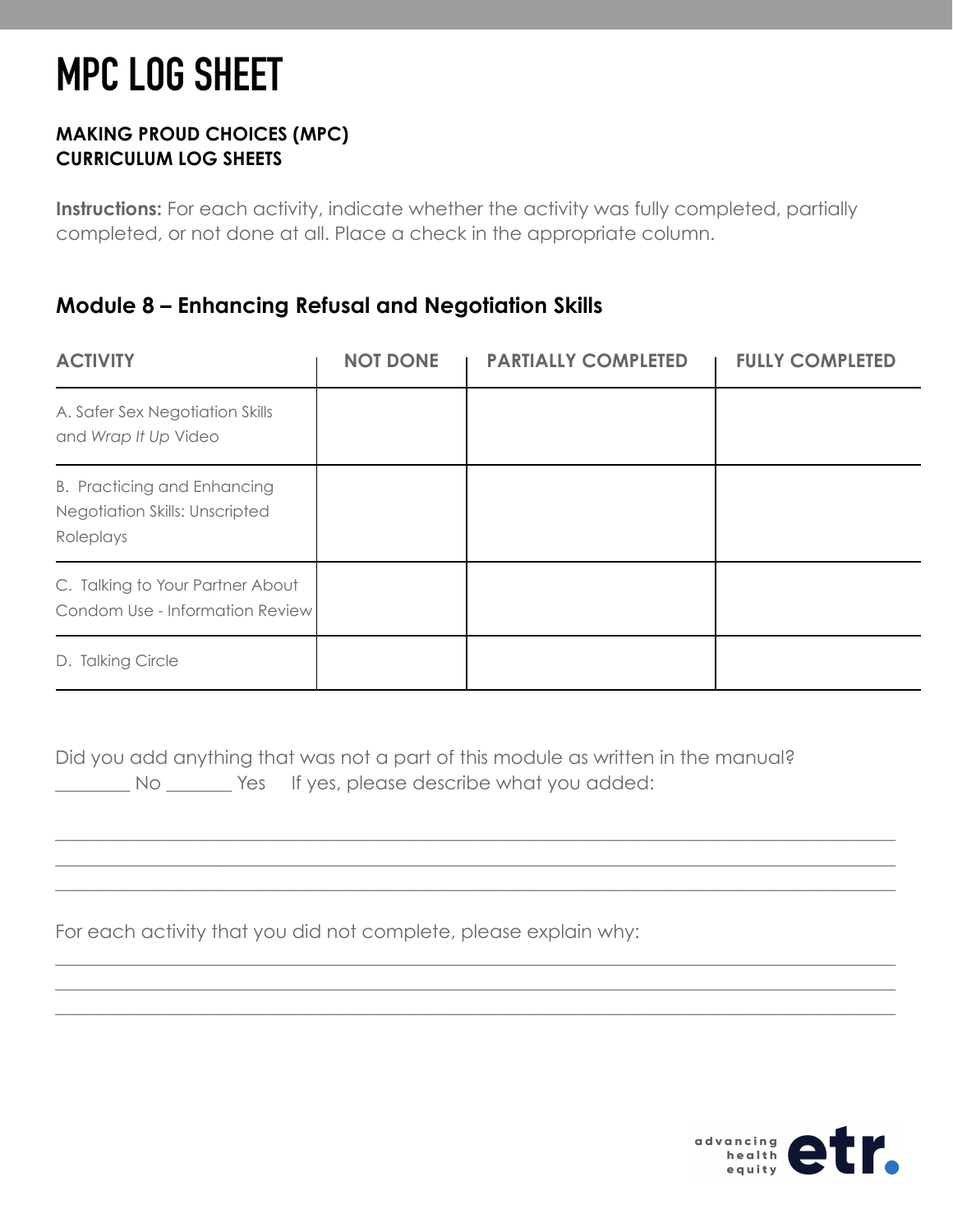# MPC LOG SHEET

**MAKING PROUD CHOICES (MPC)**
**CURRICULUM LOG SHEETS**

**Instructions:** For each activity, indicate whether the activity was fully completed, partially completed, or not done at all. Place a check in the appropriate column.

## Module 8 – Enhancing Refusal and Negotiation Skills

| ACTIVITY | NOT DONE | PARTIALLY COMPLETED | FULLY COMPLETED |
|---|---|---|---|
| A. Safer Sex Negotiation Skills and *Wrap It Up* Video | | | |
| B. Practicing and Enhancing Negotiation Skills: Unscripted Roleplays | | | |
| C. Talking to Your Partner About Condom Use - Information Review | | | |
| D. Talking Circle | | | |

Did you add anything that was not a part of this module as written in the manual?
________ No _______ Yes If yes, please describe what you added:

____________________________________________________________________________
____________________________________________________________________________
____________________________________________________________________________

For each activity that you did not complete, please explain why:

____________________________________________________________________________
____________________________________________________________________________
____________________________________________________________________________

advancing health equity etr.